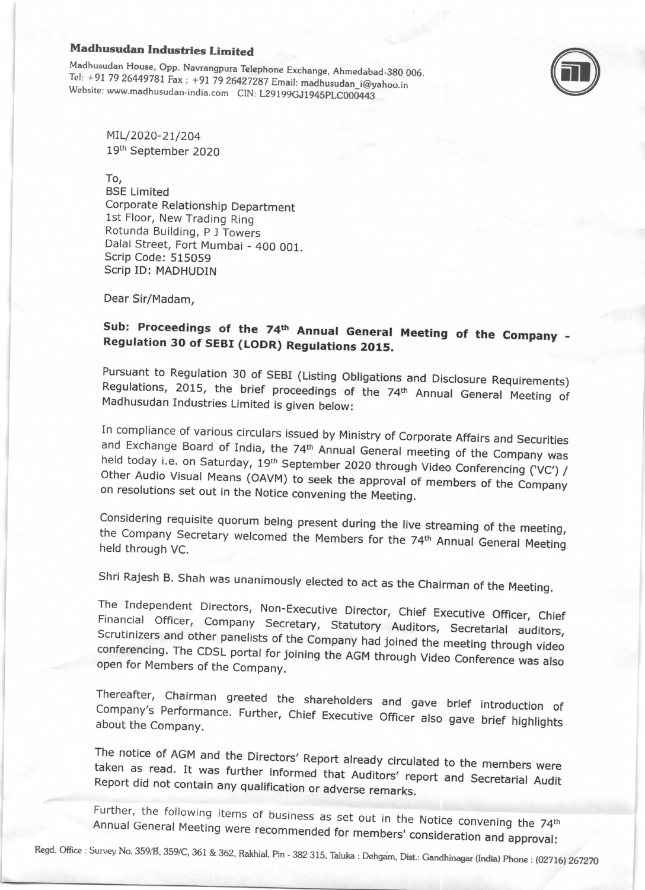**Madhusudan Industries Limited**

Madhusudan House, Opp. Navrangpura Telephone Exchange, Ahmedabad-380 006.
Tel: +91 79 26449781 Fax : +91 79 26427287 Email: madhusudan_i@yahoo.in
Website: www.madhusudan-india.com CIN: L29199GJ1945PLC000443

MIL/2020-21/204
19th September 2020

To,
BSE Limited
Corporate Relationship Department
1st Floor, New Trading Ring
Rotunda Building, P J Towers
Dalal Street, Fort Mumbai - 400 001.
Scrip Code: 515059
Scrip ID: MADHUDIN

Dear Sir/Madam,

**Sub: Proceedings of the 74th Annual General Meeting of the Company - Regulation 30 of SEBI (LODR) Regulations 2015.**

Pursuant to Regulation 30 of SEBI (Listing Obligations and Disclosure Requirements) Regulations, 2015, the brief proceedings of the 74th Annual General Meeting of Madhusudan Industries Limited is given below:

In compliance of various circulars issued by Ministry of Corporate Affairs and Securities and Exchange Board of India, the 74th Annual General meeting of the Company was held today i.e. on Saturday, 19th September 2020 through Video Conferencing ('VC') / Other Audio Visual Means (OAVM) to seek the approval of members of the Company on resolutions set out in the Notice convening the Meeting.

Considering requisite quorum being present during the live streaming of the meeting, the Company Secretary welcomed the Members for the 74th Annual General Meeting held through VC.

Shri Rajesh B. Shah was unanimously elected to act as the Chairman of the Meeting.

The Independent Directors, Non-Executive Director, Chief Executive Officer, Chief Financial Officer, Company Secretary, Statutory Auditors, Secretarial auditors, Scrutinizers and other panelists of the Company had joined the meeting through video conferencing. The CDSL portal for joining the AGM through Video Conference was also open for Members of the Company.

Thereafter, Chairman greeted the shareholders and gave brief introduction of Company's Performance. Further, Chief Executive Officer also gave brief highlights about the Company.

The notice of AGM and the Directors' Report already circulated to the members were taken as read. It was further informed that Auditors' report and Secretarial Audit Report did not contain any qualification or adverse remarks.

Further, the following items of business as set out in the Notice convening the 74th Annual General Meeting were recommended for members' consideration and approval:

Regd. Office : Survey No. 359/B, 359/C, 361 & 362, Rakhial, Pin - 382 315, Taluka : Dehgam, Dist.: Gandhinagar (India) Phone : (02716) 267270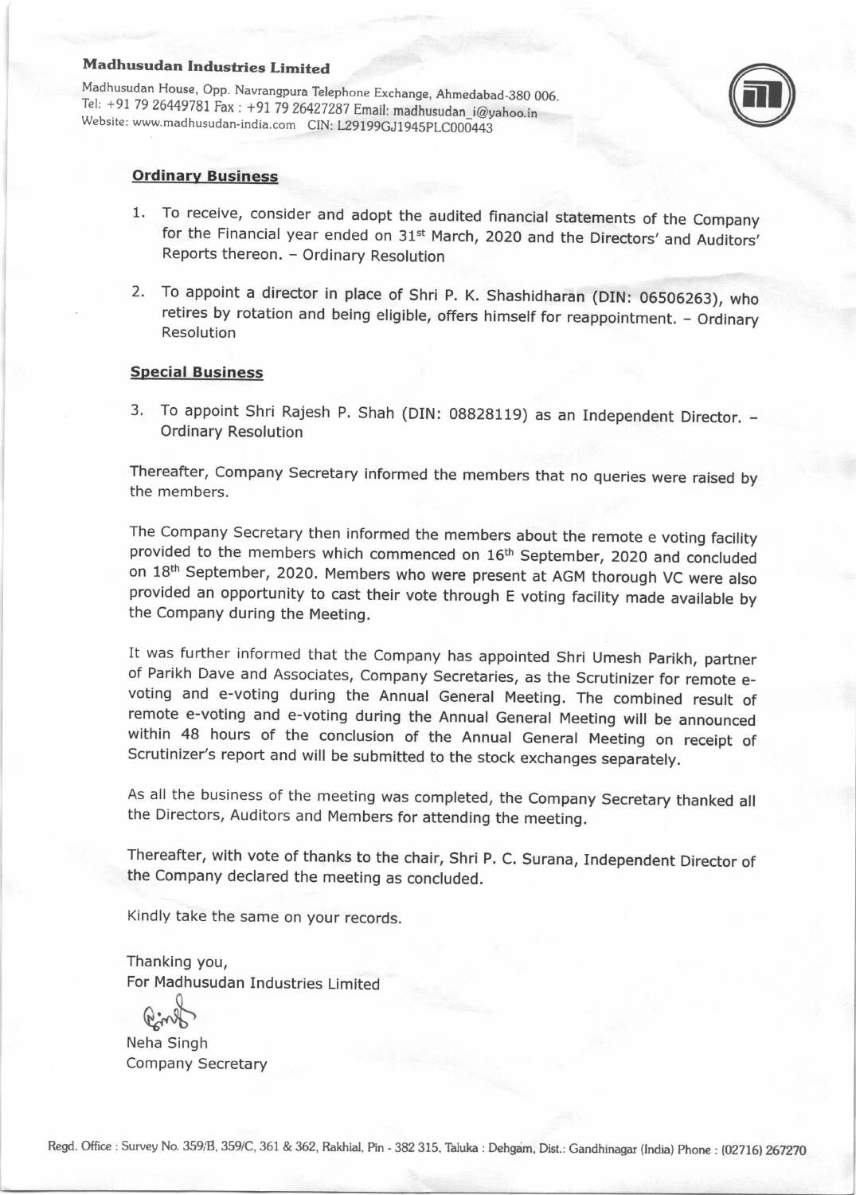**Madhusudan Industries Limited**

Madhusudan House, Opp. Navrangpura Telephone Exchange, Ahmedabad-380 006.
Tel: +91 79 26449781 Fax : +91 79 26427287 Email: madhusudan_i@yahoo.in
Website: www.madhusudan-india.com CIN: L29199GJ1945PLC000443

**Ordinary Business**

1. To receive, consider and adopt the audited financial statements of the Company for the Financial year ended on 31st March, 2020 and the Directors' and Auditors' Reports thereon. – Ordinary Resolution

2. To appoint a director in place of Shri P. K. Shashidharan (DIN: 06506263), who retires by rotation and being eligible, offers himself for reappointment. – Ordinary Resolution

**Special Business**

3. To appoint Shri Rajesh P. Shah (DIN: 08828119) as an Independent Director. – Ordinary Resolution

Thereafter, Company Secretary informed the members that no queries were raised by the members.

The Company Secretary then informed the members about the remote e voting facility provided to the members which commenced on 16th September, 2020 and concluded on 18th September, 2020. Members who were present at AGM thorough VC were also provided an opportunity to cast their vote through E voting facility made available by the Company during the Meeting.

It was further informed that the Company has appointed Shri Umesh Parikh, partner of Parikh Dave and Associates, Company Secretaries, as the Scrutinizer for remote e-voting and e-voting during the Annual General Meeting. The combined result of remote e-voting and e-voting during the Annual General Meeting will be announced within 48 hours of the conclusion of the Annual General Meeting on receipt of Scrutinizer's report and will be submitted to the stock exchanges separately.

As all the business of the meeting was completed, the Company Secretary thanked all the Directors, Auditors and Members for attending the meeting.

Thereafter, with vote of thanks to the chair, Shri P. C. Surana, Independent Director of the Company declared the meeting as concluded.

Kindly take the same on your records.

Thanking you,
For Madhusudan Industries Limited

Neha Singh
Company Secretary

Regd. Office : Survey No. 359/B, 359/C, 361 & 362, Rakhial, Pin - 382 315, Taluka : Dehgam, Dist.: Gandhinagar (India) Phone : (02716) 267270